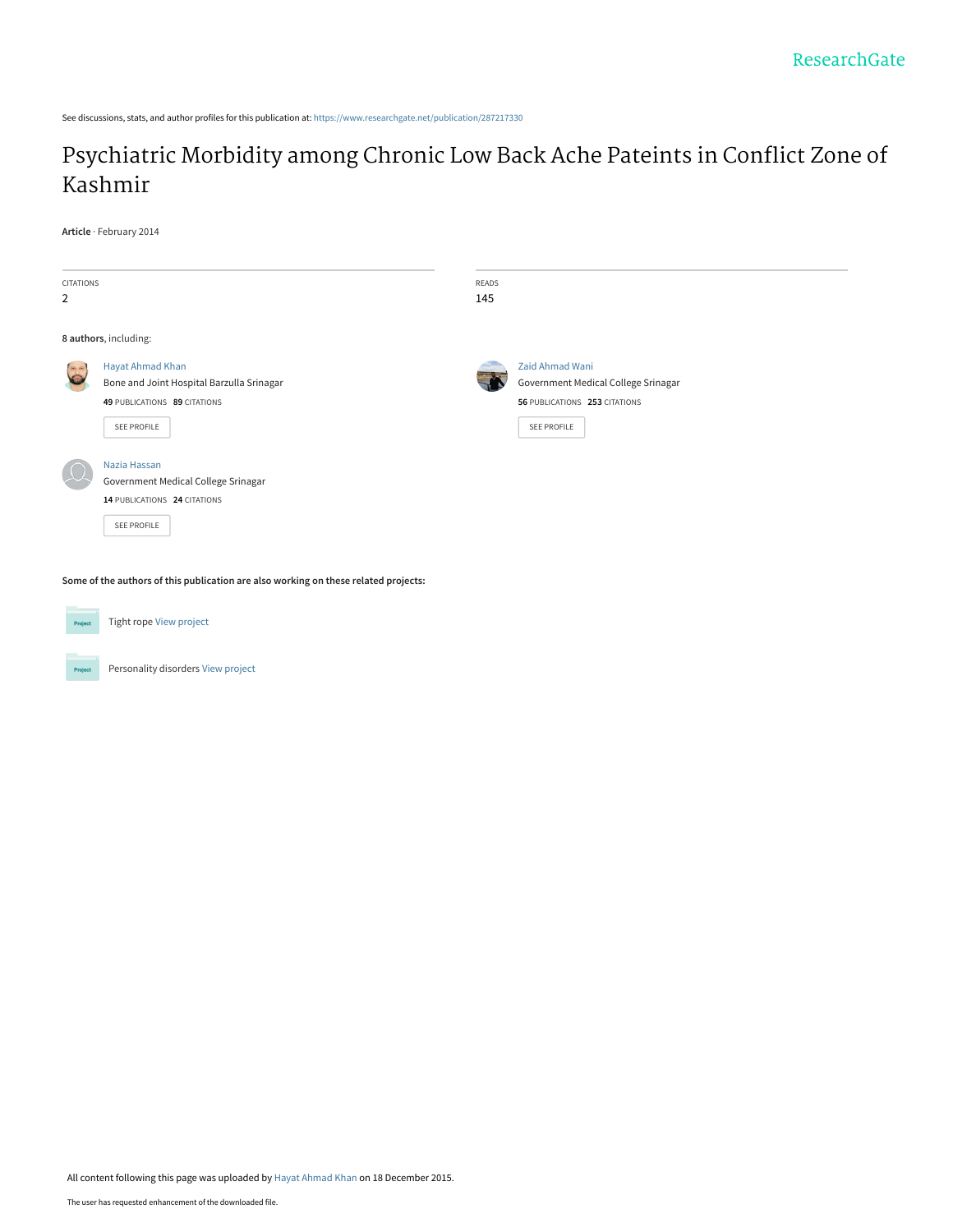See discussions, stats, and author profiles for this publication at: https://www.researchgate.net/publication/287217330

# Psychiatric Morbidity among Chronic Low Back Ache Pateints in Conflict Zone of Kashmir

**Article** · February 2014

CITATIONS
2

READS
145

**8 authors**, including:

Hayat Ahmad Khan
Bone and Joint Hospital Barzulla Srinagar
**49** PUBLICATIONS **89** CITATIONS

SEE PROFILE

Zaid Ahmad Wani
Government Medical College Srinagar
**56** PUBLICATIONS **253** CITATIONS

SEE PROFILE

Nazia Hassan
Government Medical College Srinagar
**14** PUBLICATIONS **24** CITATIONS

SEE PROFILE

**Some of the authors of this publication are also working on these related projects:**

Tight rope View project

Personality disorders View project

All content following this page was uploaded by Hayat Ahmad Khan on 18 December 2015.

The user has requested enhancement of the downloaded file.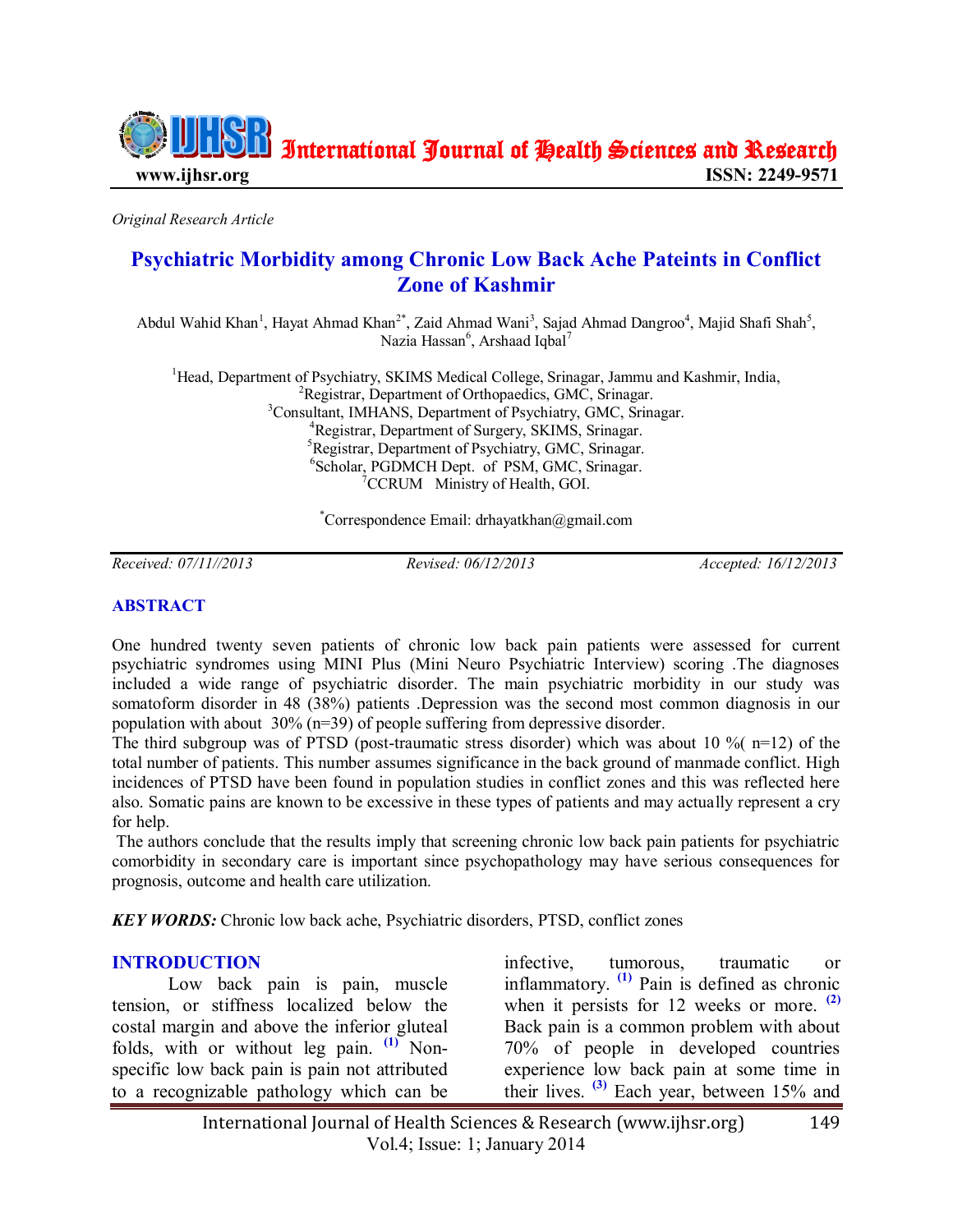Original Research Article

# Psychiatric Morbidity among Chronic Low Back Ache Pateints in Conflict Zone of Kashmir

Abdul Wahid Khan[1], Hayat Ahmad Khan[2*], Zaid Ahmad Wani[3], Sajad Ahmad Dangroo[4], Majid Shafi Shah[5], Nazia Hassan[6], Arshaad Iqbal[7]

[1]Head, Department of Psychiatry, SKIMS Medical College, Srinagar, Jammu and Kashmir, India.
[2]Registrar, Department of Orthopaedics, GMC, Srinagar.
[3]Consultant, IMHANS, Department of Psychiatry, GMC, Srinagar.
[4]Registrar, Department of Surgery, SKIMS, Srinagar.
[5]Registrar, Department of Psychiatry, GMC, Srinagar.
[6]Scholar, PGDMCH Dept. of PSM, GMC, Srinagar.
[7]CCRUM Ministry of Health, GOI.

[*]Correspondence Email: drhayatkhan@gmail.com

*Received: 07/11//2013* *Revised: 06/12/2013* *Accepted: 16/12/2013*

## ABSTRACT

One hundred twenty seven patients of chronic low back pain patients were assessed for current psychiatric syndromes using MINI Plus (Mini Neuro Psychiatric Interview) scoring .The diagnoses included a wide range of psychiatric disorder. The main psychiatric morbidity in our study was somatoform disorder in 48 (38%) patients .Depression was the second most common diagnosis in our population with about 30% (n=39) of people suffering from depressive disorder.

The third subgroup was of PTSD (post-traumatic stress disorder) which was about 10 %( n=12) of the total number of patients. This number assumes significance in the back ground of manmade conflict. High incidences of PTSD have been found in population studies in conflict zones and this was reflected here also. Somatic pains are known to be excessive in these types of patients and may actually represent a cry for help.

The authors conclude that the results imply that screening chronic low back pain patients for psychiatric comorbidity in secondary care is important since psychopathology may have serious consequences for prognosis, outcome and health care utilization.

***KEY WORDS:*** Chronic low back ache, Psychiatric disorders, PTSD, conflict zones

## INTRODUCTION

Low back pain is pain, muscle tension, or stiffness localized below the costal margin and above the inferior gluteal folds, with or without leg pain. [1] Non-specific low back pain is pain not attributed to a recognizable pathology which can be infective, tumorous, traumatic or inflammatory. [1] Pain is defined as chronic when it persists for 12 weeks or more. [2] Back pain is a common problem with about 70% of people in developed countries experience low back pain at some time in their lives. [3] Each year, between 15% and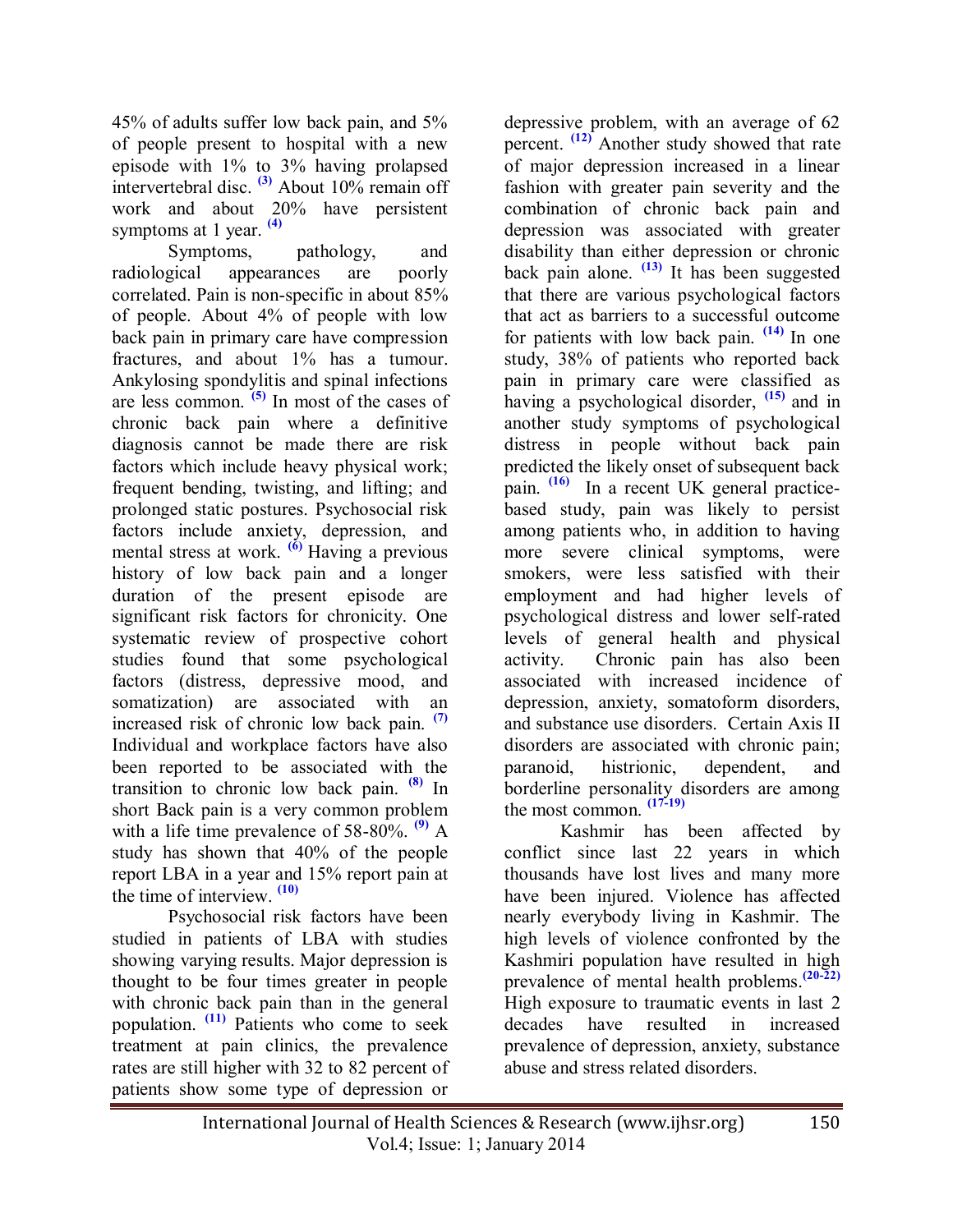45% of adults suffer low back pain, and 5% of people present to hospital with a new episode with 1% to 3% having prolapsed intervertebral disc. [3] About 10% remain off work and about 20% have persistent symptoms at 1 year. [4]

Symptoms, pathology, and radiological appearances are poorly correlated. Pain is non-specific in about 85% of people. About 4% of people with low back pain in primary care have compression fractures, and about 1% has a tumour. Ankylosing spondylitis and spinal infections are less common. [5] In most of the cases of chronic back pain where a definitive diagnosis cannot be made there are risk factors which include heavy physical work; frequent bending, twisting, and lifting; and prolonged static postures. Psychosocial risk factors include anxiety, depression, and mental stress at work. [6] Having a previous history of low back pain and a longer duration of the present episode are significant risk factors for chronicity. One systematic review of prospective cohort studies found that some psychological factors (distress, depressive mood, and somatization) are associated with an increased risk of chronic low back pain. [7] Individual and workplace factors have also been reported to be associated with the transition to chronic low back pain. [8] In short Back pain is a very common problem with a life time prevalence of 58-80%. [9] A study has shown that 40% of the people report LBA in a year and 15% report pain at the time of interview. [10]

Psychosocial risk factors have been studied in patients of LBA with studies showing varying results. Major depression is thought to be four times greater in people with chronic back pain than in the general population. [11] Patients who come to seek treatment at pain clinics, the prevalence rates are still higher with 32 to 82 percent of patients show some type of depression or depressive problem, with an average of 62 percent. [12] Another study showed that rate of major depression increased in a linear fashion with greater pain severity and the combination of chronic back pain and depression was associated with greater disability than either depression or chronic back pain alone. [13] It has been suggested that there are various psychological factors that act as barriers to a successful outcome for patients with low back pain. [14] In one study, 38% of patients who reported back pain in primary care were classified as having a psychological disorder, [15] and in another study symptoms of psychological distress in people without back pain predicted the likely onset of subsequent back pain. [16] In a recent UK general practice-based study, pain was likely to persist among patients who, in addition to having more severe clinical symptoms, were smokers, were less satisfied with their employment and had higher levels of psychological distress and lower self-rated levels of general health and physical activity. Chronic pain has also been associated with increased incidence of depression, anxiety, somatoform disorders, and substance use disorders. Certain Axis II disorders are associated with chronic pain; paranoid, histrionic, dependent, and borderline personality disorders are among the most common. [17-19]

Kashmir has been affected by conflict since last 22 years in which thousands have lost lives and many more have been injured. Violence has affected nearly everybody living in Kashmir. The high levels of violence confronted by the Kashmiri population have resulted in high prevalence of mental health problems. [20-22] High exposure to traumatic events in last 2 decades have resulted in increased prevalence of depression, anxiety, substance abuse and stress related disorders.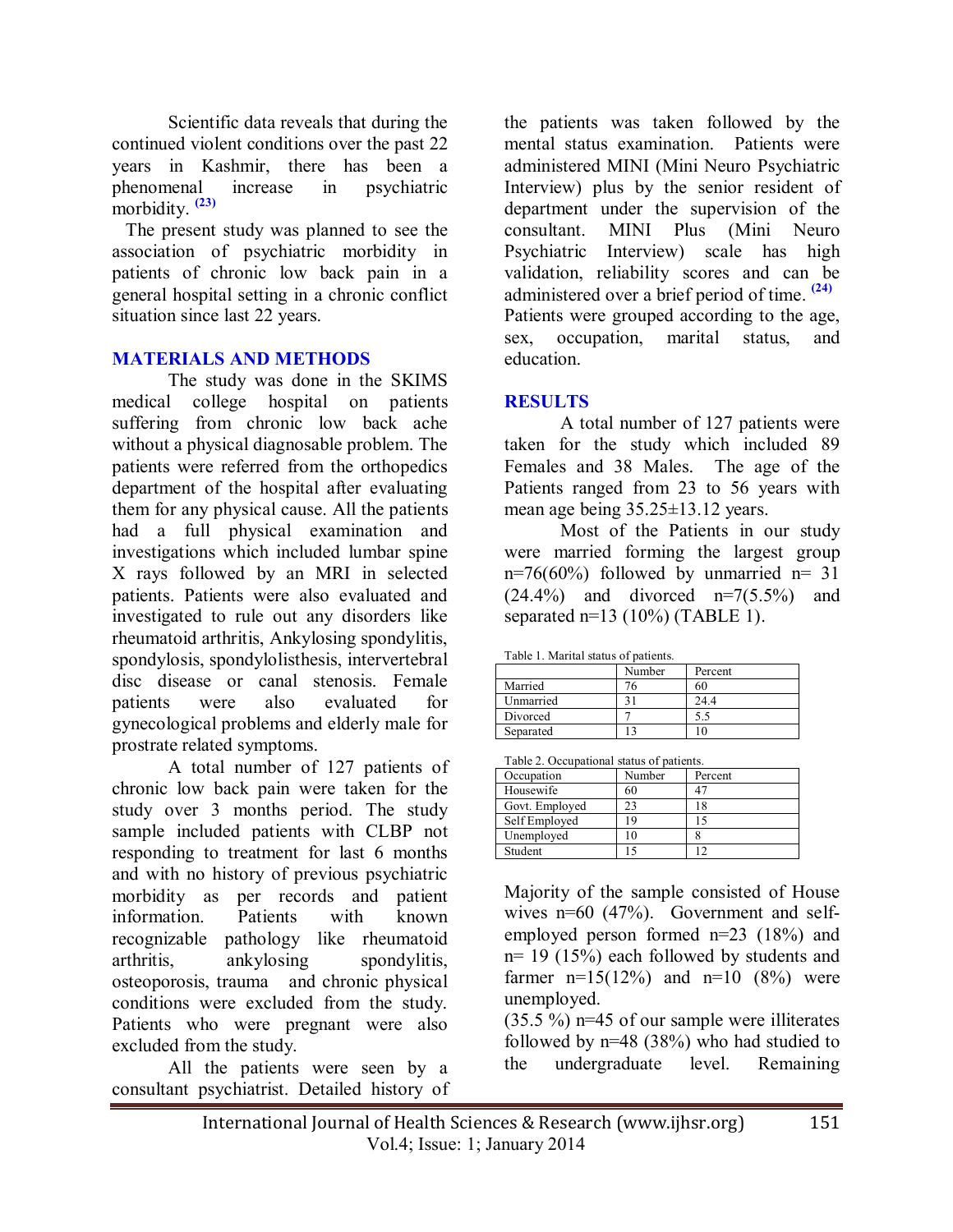Scientific data reveals that during the continued violent conditions over the past 22 years in Kashmir, there has been a phenomenal increase in psychiatric morbidity. [23]

The present study was planned to see the association of psychiatric morbidity in patients of chronic low back pain in a general hospital setting in a chronic conflict situation since last 22 years.

## MATERIALS AND METHODS

The study was done in the SKIMS medical college hospital on patients suffering from chronic low back ache without a physical diagnosable problem. The patients were referred from the orthopedics department of the hospital after evaluating them for any physical cause. All the patients had a full physical examination and investigations which included lumbar spine X rays followed by an MRI in selected patients. Patients were also evaluated and investigated to rule out any disorders like rheumatoid arthritis, Ankylosing spondylitis, spondylosis, spondylolisthesis, intervertebral disc disease or canal stenosis. Female patients were also evaluated for gynecological problems and elderly male for prostrate related symptoms.

A total number of 127 patients of chronic low back pain were taken for the study over 3 months period. The study sample included patients with CLBP not responding to treatment for last 6 months and with no history of previous psychiatric morbidity as per records and patient information. Patients with known recognizable pathology like rheumatoid arthritis, ankylosing spondylitis, osteoporosis, trauma and chronic physical conditions were excluded from the study. Patients who were pregnant were also excluded from the study.

All the patients were seen by a consultant psychiatrist. Detailed history of the patients was taken followed by the mental status examination. Patients were administered MINI (Mini Neuro Psychiatric Interview) plus by the senior resident of department under the supervision of the consultant. MINI Plus (Mini Neuro Psychiatric Interview) scale has high validation, reliability scores and can be administered over a brief period of time. [24] Patients were grouped according to the age, sex, occupation, marital status, and education.

## RESULTS

A total number of 127 patients were taken for the study which included 89 Females and 38 Males. The age of the Patients ranged from 23 to 56 years with mean age being 35.25±13.12 years.

Most of the Patients in our study were married forming the largest group n=76(60%) followed by unmarried n= 31 (24.4%) and divorced n=7(5.5%) and separated n=13 (10%) (TABLE 1).

Table 1. Marital status of patients.

| | Number | Percent |
|---|---|---|
| Married | 76 | 60 |
| Unmarried | 31 | 24.4 |
| Divorced | 7 | 5.5 |
| Separated | 13 | 10 |

Table 2. Occupational status of patients.

| Occupation | Number | Percent |
|---|---|---|
| Housewife | 60 | 47 |
| Govt. Employed | 23 | 18 |
| Self Employed | 19 | 15 |
| Unemployed | 10 | 8 |
| Student | 15 | 12 |

Majority of the sample consisted of House wives n=60 (47%). Government and self-employed person formed n=23 (18%) and n= 19 (15%) each followed by students and farmer n=15(12%) and n=10 (8%) were unemployed.

(35.5 %) n=45 of our sample were illiterates followed by n=48 (38%) who had studied to the undergraduate level. Remaining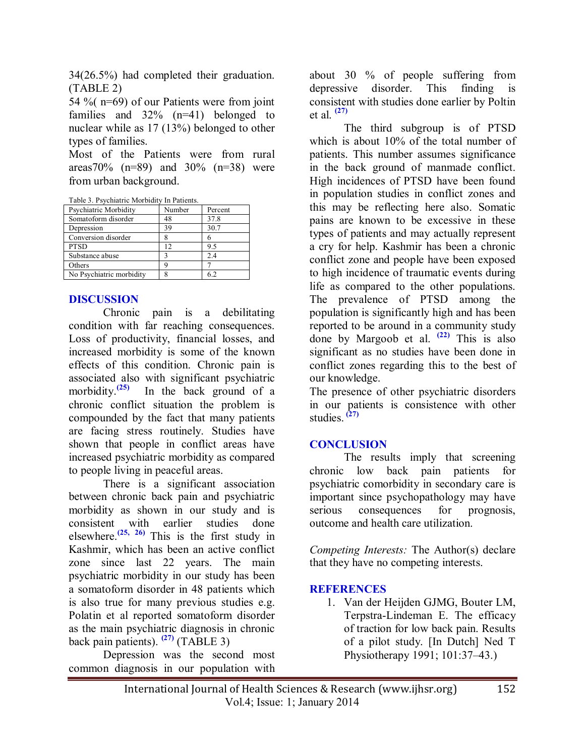34(26.5%) had completed their graduation. (TABLE 2)

54 %( n=69) of our Patients were from joint families and 32% (n=41) belonged to nuclear while as 17 (13%) belonged to other types of families.

Most of the Patients were from rural areas70% (n=89) and 30% (n=38) were from urban background.

Table 3. Psychiatric Morbidity In Patients.

| Psychiatric Morbidity | Number | Percent |
|---|---|---|
| Somatoform disorder | 48 | 37.8 |
| Depression | 39 | 30.7 |
| Conversion disorder | 8 | 6 |
| PTSD | 12 | 9.5 |
| Substance abuse | 3 | 2.4 |
| Others | 9 | 7 |
| No Psychiatric morbidity | 8 | 6.2 |

## DISCUSSION

Chronic pain is a debilitating condition with far reaching consequences. Loss of productivity, financial losses, and increased morbidity is some of the known effects of this condition. Chronic pain is associated also with significant psychiatric morbidity.[25] In the back ground of a chronic conflict situation the problem is compounded by the fact that many patients are facing stress routinely. Studies have shown that people in conflict areas have increased psychiatric morbidity as compared to people living in peaceful areas.

There is a significant association between chronic back pain and psychiatric morbidity as shown in our study and is consistent with earlier studies done elsewhere.[25, 26] This is the first study in Kashmir, which has been an active conflict zone since last 22 years. The main psychiatric morbidity in our study has been a somatoform disorder in 48 patients which is also true for many previous studies e.g. Polatin et al reported somatoform disorder as the main psychiatric diagnosis in chronic back pain patients). [27] (TABLE 3)

Depression was the second most common diagnosis in our population with about 30 % of people suffering from depressive disorder. This finding is consistent with studies done earlier by Poltin et al. [27]

The third subgroup is of PTSD which is about 10% of the total number of patients. This number assumes significance in the back ground of manmade conflict. High incidences of PTSD have been found in population studies in conflict zones and this may be reflecting here also. Somatic pains are known to be excessive in these types of patients and may actually represent a cry for help. Kashmir has been a chronic conflict zone and people have been exposed to high incidence of traumatic events during life as compared to the other populations. The prevalence of PTSD among the population is significantly high and has been reported to be around in a community study done by Margoob et al. [22] This is also significant as no studies have been done in conflict zones regarding this to the best of our knowledge.

The presence of other psychiatric disorders in our patients is consistence with other studies. [27]

## CONCLUSION

The results imply that screening chronic low back pain patients for psychiatric comorbidity in secondary care is important since psychopathology may have serious consequences for prognosis, outcome and health care utilization.

*Competing Interests:* The Author(s) declare that they have no competing interests.

## REFERENCES

1. Van der Heijden GJMG, Bouter LM, Terpstra-Lindeman E. The efficacy of traction for low back pain. Results of a pilot study. [In Dutch] Ned T Physiotherapy 1991; 101:37–43.)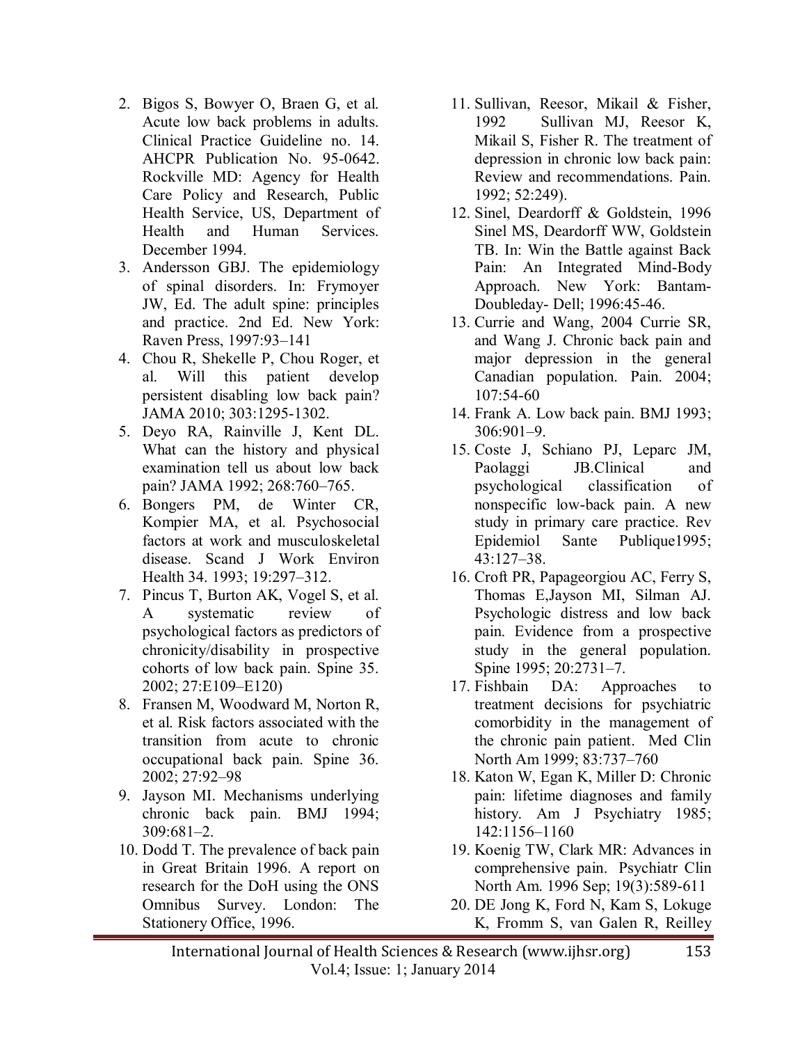2. Bigos S, Bowyer O, Braen G, et al. Acute low back problems in adults. Clinical Practice Guideline no. 14. AHCPR Publication No. 95-0642. Rockville MD: Agency for Health Care Policy and Research, Public Health Service, US, Department of Health and Human Services. December 1994.
3. Andersson GBJ. The epidemiology of spinal disorders. In: Frymoyer JW, Ed. The adult spine: principles and practice. 2nd Ed. New York: Raven Press, 1997:93–141
4. Chou R, Shekelle P, Chou Roger, et al. Will this patient develop persistent disabling low back pain? JAMA 2010; 303:1295-1302.
5. Deyo RA, Rainville J, Kent DL. What can the history and physical examination tell us about low back pain? JAMA 1992; 268:760–765.
6. Bongers PM, de Winter CR, Kompier MA, et al. Psychosocial factors at work and musculoskeletal disease. Scand J Work Environ Health 34. 1993; 19:297–312.
7. Pincus T, Burton AK, Vogel S, et al. A systematic review of psychological factors as predictors of chronicity/disability in prospective cohorts of low back pain. Spine 35. 2002; 27:E109–E120)
8. Fransen M, Woodward M, Norton R, et al. Risk factors associated with the transition from acute to chronic occupational back pain. Spine 36. 2002; 27:92–98
9. Jayson MI. Mechanisms underlying chronic back pain. BMJ 1994; 309:681–2.
10. Dodd T. The prevalence of back pain in Great Britain 1996. A report on research for the DoH using the ONS Omnibus Survey. London: The Stationery Office, 1996.
11. Sullivan, Reesor, Mikail & Fisher, 1992 Sullivan MJ, Reesor K, Mikail S, Fisher R. The treatment of depression in chronic low back pain: Review and recommendations. Pain. 1992; 52:249).
12. Sinel, Deardorff & Goldstein, 1996 Sinel MS, Deardorff WW, Goldstein TB. In: Win the Battle against Back Pain: An Integrated Mind-Body Approach. New York: Bantam-Doubleday- Dell; 1996:45-46.
13. Currie and Wang, 2004 Currie SR, and Wang J. Chronic back pain and major depression in the general Canadian population. Pain. 2004; 107:54-60
14. Frank A. Low back pain. BMJ 1993; 306:901–9.
15. Coste J, Schiano PJ, Leparc JM, Paolaggi JB.Clinical and psychological classification of nonspecific low-back pain. A new study in primary care practice. Rev Epidemiol Sante Publique1995; 43:127–38.
16. Croft PR, Papageorgiou AC, Ferry S, Thomas E,Jayson MI, Silman AJ. Psychologic distress and low back pain. Evidence from a prospective study in the general population. Spine 1995; 20:2731–7.
17. Fishbain DA: Approaches to treatment decisions for psychiatric comorbidity in the management of the chronic pain patient. Med Clin North Am 1999; 83:737–760
18. Katon W, Egan K, Miller D: Chronic pain: lifetime diagnoses and family history. Am J Psychiatry 1985; 142:1156–1160
19. Koenig TW, Clark MR: Advances in comprehensive pain. Psychiatr Clin North Am. 1996 Sep; 19(3):589-611
20. DE Jong K, Ford N, Kam S, Lokuge K, Fromm S, van Galen R, Reilley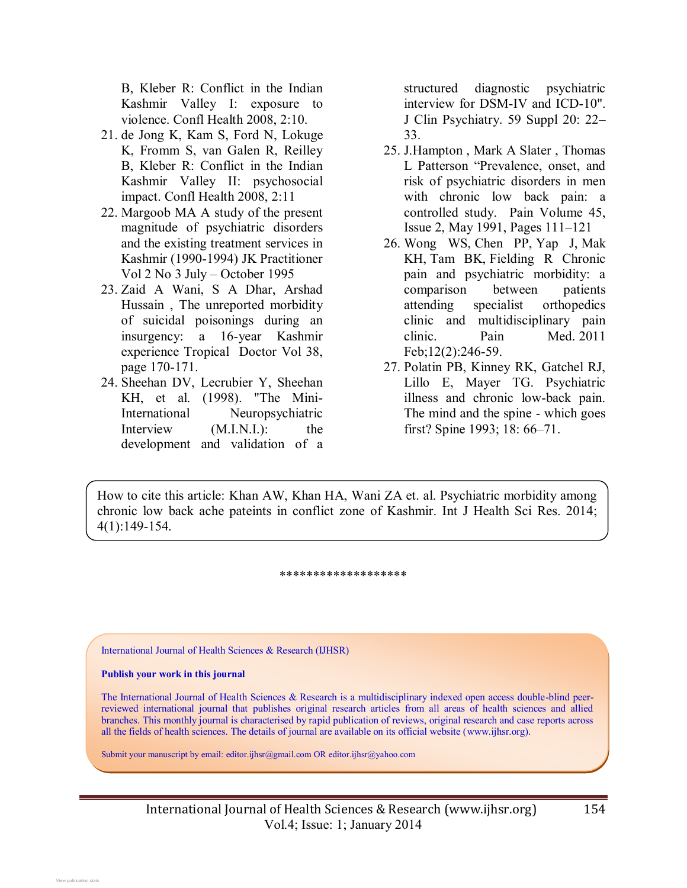B, Kleber R: Conflict in the Indian Kashmir Valley I: exposure to violence. Confl Health 2008, 2:10.

21. de Jong K, Kam S, Ford N, Lokuge K, Fromm S, van Galen R, Reilley B, Kleber R: Conflict in the Indian Kashmir Valley II: psychosocial impact. Confl Health 2008, 2:11
22. Margoob MA A study of the present magnitude of psychiatric disorders and the existing treatment services in Kashmir (1990-1994) JK Practitioner Vol 2 No 3 July – October 1995
23. Zaid A Wani, S A Dhar, Arshad Hussain , The unreported morbidity of suicidal poisonings during an insurgency: a 16-year Kashmir experience Tropical Doctor Vol 38, page 170-171.
24. Sheehan DV, Lecrubier Y, Sheehan KH, et al. (1998). "The Mini-International Neuropsychiatric Interview (M.I.N.I.): the development and validation of a structured diagnostic psychiatric interview for DSM-IV and ICD-10". J Clin Psychiatry. 59 Suppl 20: 22–33.
25. J.Hampton , Mark A Slater , Thomas L Patterson "Prevalence, onset, and risk of psychiatric disorders in men with chronic low back pain: a controlled study. Pain Volume 45, Issue 2, May 1991, Pages 111–121
26. Wong WS, Chen PP, Yap J, Mak KH, Tam BK, Fielding R Chronic pain and psychiatric morbidity: a comparison between patients attending specialist orthopedics clinic and multidisciplinary pain clinic. Pain Med. 2011 Feb;12(2):246-59.
27. Polatin PB, Kinney RK, Gatchel RJ, Lillo E, Mayer TG. Psychiatric illness and chronic low-back pain. The mind and the spine - which goes first? Spine 1993; 18: 66–71.

How to cite this article: Khan AW, Khan HA, Wani ZA et. al. Psychiatric morbidity among chronic low back ache pateints in conflict zone of Kashmir. Int J Health Sci Res. 2014; 4(1):149-154.

******************

International Journal of Health Sciences & Research (IJHSR)

**Publish your work in this journal**

The International Journal of Health Sciences & Research is a multidisciplinary indexed open access double-blind peer-reviewed international journal that publishes original research articles from all areas of health sciences and allied branches. This monthly journal is characterised by rapid publication of reviews, original research and case reports across all the fields of health sciences. The details of journal are available on its official website (www.ijhsr.org).

Submit your manuscript by email: editor.ijhsr@gmail.com OR editor.ijhsr@yahoo.com